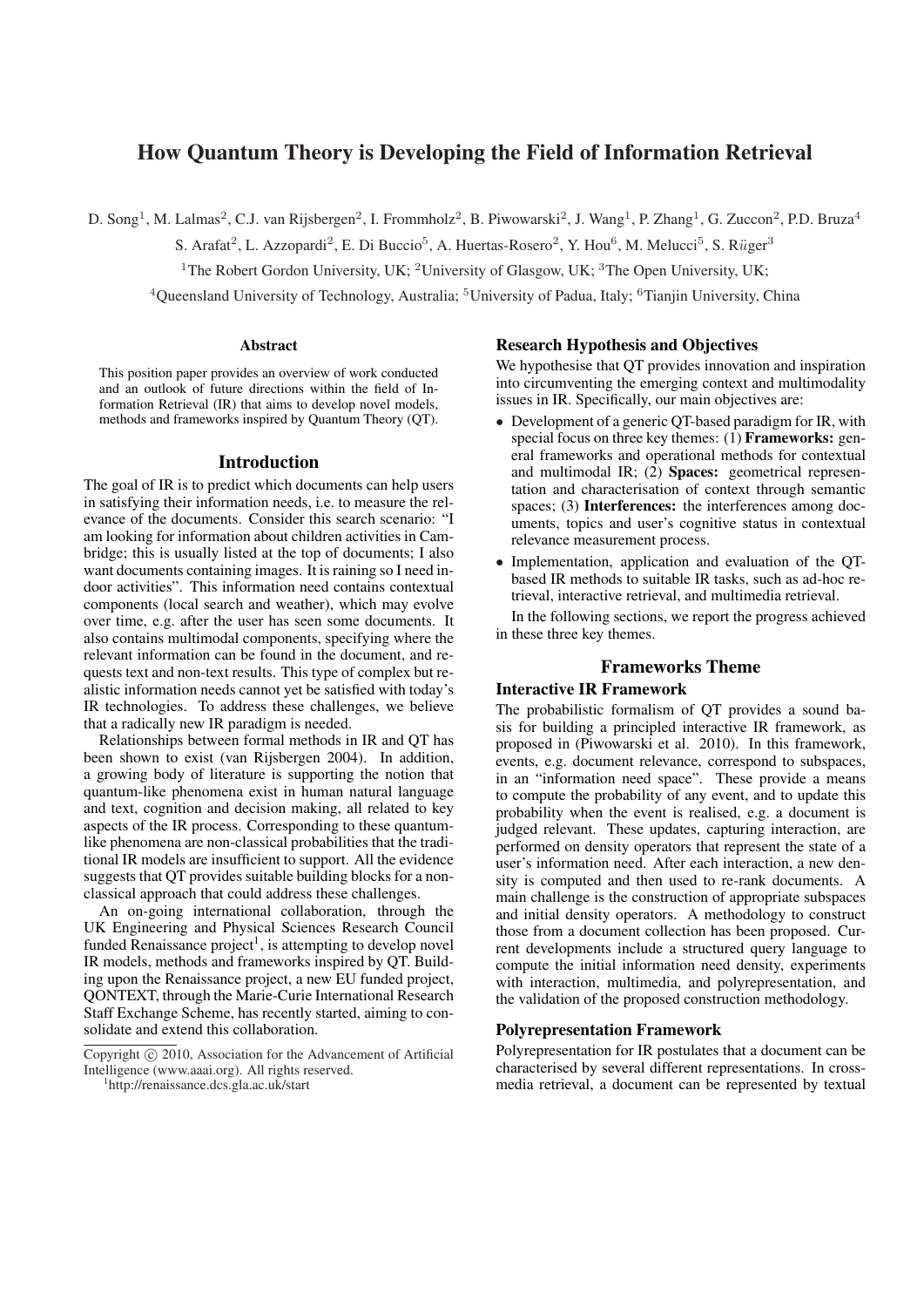# How Quantum Theory is Developing the Field of Information Retrieval

D. Song[1], M. Lalmas[2], C.J. van Rijsbergen[2], I. Frommholz[2], B. Piwowarski[2], J. Wang[1], P. Zhang[1], G. Zuccon[2], P.D. Bruza[4]

S. Arafat[2], L. Azzopardi[2], E. Di Buccio[5], A. Huertas-Rosero[2], Y. Hou[6], M. Melucci[5], S. Rüger[3]

[1]The Robert Gordon University, UK; [2]University of Glasgow, UK; [3]The Open University, UK;

[4]Queensland University of Technology, Australia; [5]University of Padua, Italy; [6]Tianjin University, China

### Abstract

This position paper provides an overview of work conducted and an outlook of future directions within the field of Information Retrieval (IR) that aims to develop novel models, methods and frameworks inspired by Quantum Theory (QT).

## Introduction

The goal of IR is to predict which documents can help users in satisfying their information needs, i.e. to measure the relevance of the documents. Consider this search scenario: "I am looking for information about children activities in Cambridge; this is usually listed at the top of documents; I also want documents containing images. It is raining so I need indoor activities". This information need contains contextual components (local search and weather), which may evolve over time, e.g. after the user has seen some documents. It also contains multimodal components, specifying where the relevant information can be found in the document, and requests text and non-text results. This type of complex but realistic information needs cannot yet be satisfied with today's IR technologies. To address these challenges, we believe that a radically new IR paradigm is needed.

Relationships between formal methods in IR and QT has been shown to exist (van Rijsbergen 2004). In addition, a growing body of literature is supporting the notion that quantum-like phenomena exist in human natural language and text, cognition and decision making, all related to key aspects of the IR process. Corresponding to these quantum-like phenomena are non-classical probabilities that the traditional IR models are insufficient to support. All the evidence suggests that QT provides suitable building blocks for a non-classical approach that could address these challenges.

An on-going international collaboration, through the UK Engineering and Physical Sciences Research Council funded Renaissance project[1], is attempting to develop novel IR models, methods and frameworks inspired by QT. Building upon the Renaissance project, a new EU funded project, QONTEXT, through the Marie-Curie International Research Staff Exchange Scheme, has recently started, aiming to consolidate and extend this collaboration.

Copyright © 2010, Association for the Advancement of Artificial Intelligence (www.aaai.org). All rights reserved.

[1]http://renaissance.dcs.gla.ac.uk/start

### Research Hypothesis and Objectives

We hypothesise that QT provides innovation and inspiration into circumventing the emerging context and multimodality issues in IR. Specifically, our main objectives are:

- Development of a generic QT-based paradigm for IR, with special focus on three key themes: (1) **Frameworks:** general frameworks and operational methods for contextual and multimodal IR; (2) **Spaces:** geometrical representation and characterisation of context through semantic spaces; (3) **Interferences:** the interferences among documents, topics and user's cognitive status in contextual relevance measurement process.
- Implementation, application and evaluation of the QT-based IR methods to suitable IR tasks, such as ad-hoc retrieval, interactive retrieval, and multimedia retrieval.

In the following sections, we report the progress achieved in these three key themes.

## Frameworks Theme

### Interactive IR Framework

The probabilistic formalism of QT provides a sound basis for building a principled interactive IR framework, as proposed in (Piwowarski et al. 2010). In this framework, events, e.g. document relevance, correspond to subspaces, in an "information need space". These provide a means to compute the probability of any event, and to update this probability when the event is realised, e.g. a document is judged relevant. These updates, capturing interaction, are performed on density operators that represent the state of a user's information need. After each interaction, a new density is computed and then used to re-rank documents. A main challenge is the construction of appropriate subspaces and initial density operators. A methodology to construct those from a document collection has been proposed. Current developments include a structured query language to compute the initial information need density, experiments with interaction, multimedia, and polyrepresentation, and the validation of the proposed construction methodology.

### Polyrepresentation Framework

Polyrepresentation for IR postulates that a document can be characterised by several different representations. In cross-media retrieval, a document can be represented by textual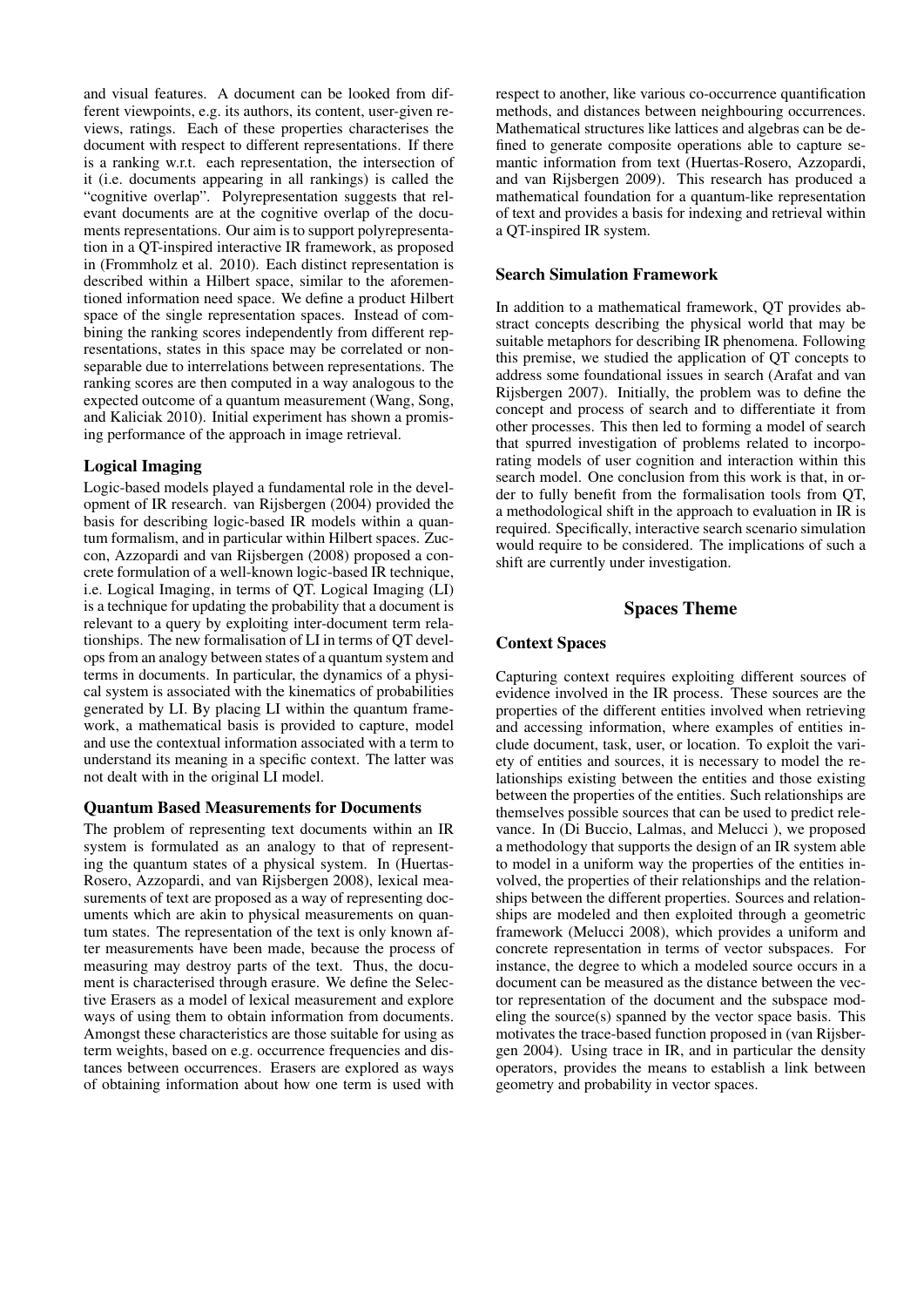and visual features. A document can be looked from different viewpoints, e.g. its authors, its content, user-given reviews, ratings. Each of these properties characterises the document with respect to different representations. If there is a ranking w.r.t. each representation, the intersection of it (i.e. documents appearing in all rankings) is called the "cognitive overlap". Polyrepresentation suggests that relevant documents are at the cognitive overlap of the documents representations. Our aim is to support polyrepresentation in a QT-inspired interactive IR framework, as proposed in (Frommholz et al. 2010). Each distinct representation is described within a Hilbert space, similar to the aforementioned information need space. We define a product Hilbert space of the single representation spaces. Instead of combining the ranking scores independently from different representations, states in this space may be correlated or non-separable due to interrelations between representations. The ranking scores are then computed in a way analogous to the expected outcome of a quantum measurement (Wang, Song, and Kaliciak 2010). Initial experiment has shown a promising performance of the approach in image retrieval.

### Logical Imaging

Logic-based models played a fundamental role in the development of IR research. van Rijsbergen (2004) provided the basis for describing logic-based IR models within a quantum formalism, and in particular within Hilbert spaces. Zuccon, Azzopardi and van Rijsbergen (2008) proposed a concrete formulation of a well-known logic-based IR technique, i.e. Logical Imaging, in terms of QT. Logical Imaging (LI) is a technique for updating the probability that a document is relevant to a query by exploiting inter-document term relationships. The new formalisation of LI in terms of QT develops from an analogy between states of a quantum system and terms in documents. In particular, the dynamics of a physical system is associated with the kinematics of probabilities generated by LI. By placing LI within the quantum framework, a mathematical basis is provided to capture, model and use the contextual information associated with a term to understand its meaning in a specific context. The latter was not dealt with in the original LI model.

### Quantum Based Measurements for Documents

The problem of representing text documents within an IR system is formulated as an analogy to that of representing the quantum states of a physical system. In (Huertas-Rosero, Azzopardi, and van Rijsbergen 2008), lexical measurements of text are proposed as a way of representing documents which are akin to physical measurements on quantum states. The representation of the text is only known after measurements have been made, because the process of measuring may destroy parts of the text. Thus, the document is characterised through erasure. We define the Selective Erasers as a model of lexical measurement and explore ways of using them to obtain information from documents. Amongst these characteristics are those suitable for using as term weights, based on e.g. occurrence frequencies and distances between occurrences. Erasers are explored as ways of obtaining information about how one term is used with respect to another, like various co-occurrence quantification methods, and distances between neighbouring occurrences. Mathematical structures like lattices and algebras can be defined to generate composite operations able to capture semantic information from text (Huertas-Rosero, Azzopardi, and van Rijsbergen 2009). This research has produced a mathematical foundation for a quantum-like representation of text and provides a basis for indexing and retrieval within a QT-inspired IR system.

### Search Simulation Framework

In addition to a mathematical framework, QT provides abstract concepts describing the physical world that may be suitable metaphors for describing IR phenomena. Following this premise, we studied the application of QT concepts to address some foundational issues in search (Arafat and van Rijsbergen 2007). Initially, the problem was to define the concept and process of search and to differentiate it from other processes. This then led to forming a model of search that spurred investigation of problems related to incorporating models of user cognition and interaction within this search model. One conclusion from this work is that, in order to fully benefit from the formalisation tools from QT, a methodological shift in the approach to evaluation in IR is required. Specifically, interactive search scenario simulation would require to be considered. The implications of such a shift are currently under investigation.

## Spaces Theme

### Context Spaces

Capturing context requires exploiting different sources of evidence involved in the IR process. These sources are the properties of the different entities involved when retrieving and accessing information, where examples of entities include document, task, user, or location. To exploit the variety of entities and sources, it is necessary to model the relationships existing between the entities and those existing between the properties of the entities. Such relationships are themselves possible sources that can be used to predict relevance. In (Di Buccio, Lalmas, and Melucci ), we proposed a methodology that supports the design of an IR system able to model in a uniform way the properties of the entities involved, the properties of their relationships and the relationships between the different properties. Sources and relationships are modeled and then exploited through a geometric framework (Melucci 2008), which provides a uniform and concrete representation in terms of vector subspaces. For instance, the degree to which a modeled source occurs in a document can be measured as the distance between the vector representation of the document and the subspace modeling the source(s) spanned by the vector space basis. This motivates the trace-based function proposed in (van Rijsbergen 2004). Using trace in IR, and in particular the density operators, provides the means to establish a link between geometry and probability in vector spaces.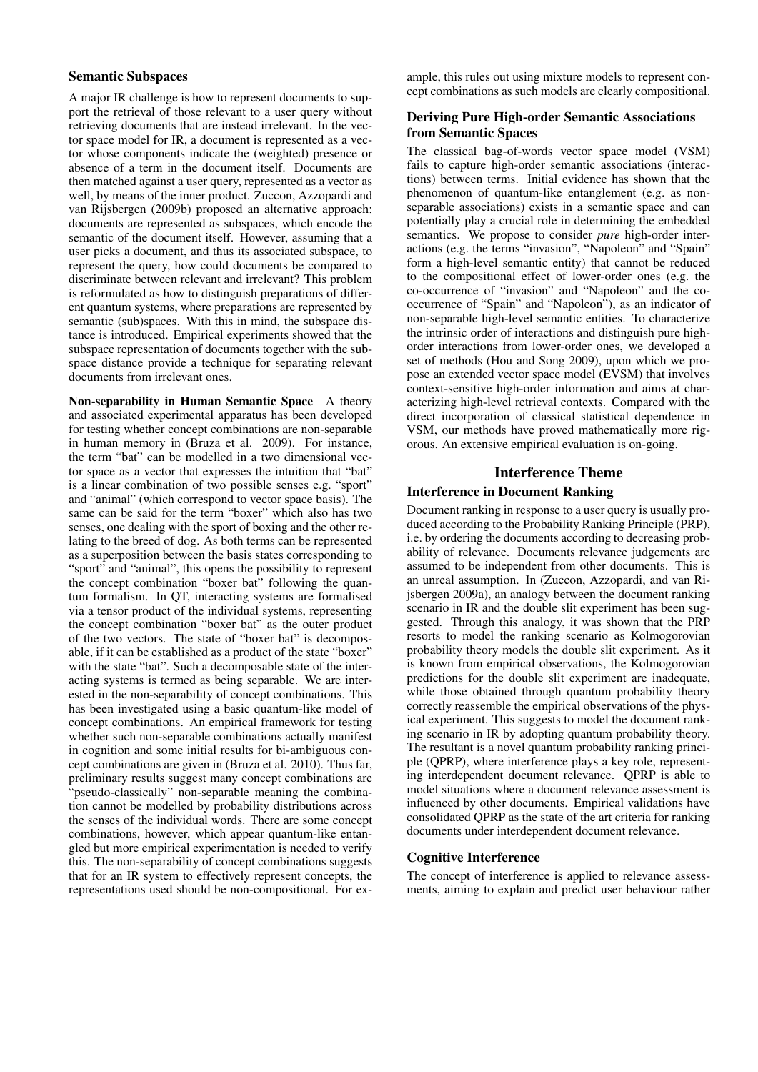### Semantic Subspaces

A major IR challenge is how to represent documents to support the retrieval of those relevant to a user query without retrieving documents that are instead irrelevant. In the vector space model for IR, a document is represented as a vector whose components indicate the (weighted) presence or absence of a term in the document itself. Documents are then matched against a user query, represented as a vector as well, by means of the inner product. Zuccon, Azzopardi and van Rijsbergen (2009b) proposed an alternative approach: documents are represented as subspaces, which encode the semantic of the document itself. However, assuming that a user picks a document, and thus its associated subspace, to represent the query, how could documents be compared to discriminate between relevant and irrelevant? This problem is reformulated as how to distinguish preparations of different quantum systems, where preparations are represented by semantic (sub)spaces. With this in mind, the subspace distance is introduced. Empirical experiments showed that the subspace representation of documents together with the subspace distance provide a technique for separating relevant documents from irrelevant ones.

**Non-separability in Human Semantic Space** A theory and associated experimental apparatus has been developed for testing whether concept combinations are non-separable in human memory in (Bruza et al. 2009). For instance, the term "bat" can be modelled in a two dimensional vector space as a vector that expresses the intuition that "bat" is a linear combination of two possible senses e.g. "sport" and "animal" (which correspond to vector space basis). The same can be said for the term "boxer" which also has two senses, one dealing with the sport of boxing and the other relating to the breed of dog. As both terms can be represented as a superposition between the basis states corresponding to "sport" and "animal", this opens the possibility to represent the concept combination "boxer bat" following the quantum formalism. In QT, interacting systems are formalised via a tensor product of the individual systems, representing the concept combination "boxer bat" as the outer product of the two vectors. The state of "boxer bat" is decomposable, if it can be established as a product of the state "boxer" with the state "bat". Such a decomposable state of the interacting systems is termed as being separable. We are interested in the non-separability of concept combinations. This has been investigated using a basic quantum-like model of concept combinations. An empirical framework for testing whether such non-separable combinations actually manifest in cognition and some initial results for bi-ambiguous concept combinations are given in (Bruza et al. 2010). Thus far, preliminary results suggest many concept combinations are "pseudo-classically" non-separable meaning the combination cannot be modelled by probability distributions across the senses of the individual words. There are some concept combinations, however, which appear quantum-like entangled but more empirical experimentation is needed to verify this. The non-separability of concept combinations suggests that for an IR system to effectively represent concepts, the representations used should be non-compositional. For example, this rules out using mixture models to represent concept combinations as such models are clearly compositional.

### Deriving Pure High-order Semantic Associations from Semantic Spaces

The classical bag-of-words vector space model (VSM) fails to capture high-order semantic associations (interactions) between terms. Initial evidence has shown that the phenomenon of quantum-like entanglement (e.g. as non-separable associations) exists in a semantic space and can potentially play a crucial role in determining the embedded semantics. We propose to consider *pure* high-order interactions (e.g. the terms "invasion", "Napoleon" and "Spain" form a high-level semantic entity) that cannot be reduced to the compositional effect of lower-order ones (e.g. the co-occurrence of "invasion" and "Napoleon" and the co-occurrence of "Spain" and "Napoleon"), as an indicator of non-separable high-level semantic entities. To characterize the intrinsic order of interactions and distinguish pure high-order interactions from lower-order ones, we developed a set of methods (Hou and Song 2009), upon which we propose an extended vector space model (EVSM) that involves context-sensitive high-order information and aims at characterizing high-level retrieval contexts. Compared with the direct incorporation of classical statistical dependence in VSM, our methods have proved mathematically more rigorous. An extensive empirical evaluation is on-going.

## Interference Theme

### Interference in Document Ranking

Document ranking in response to a user query is usually produced according to the Probability Ranking Principle (PRP), i.e. by ordering the documents according to decreasing probability of relevance. Documents relevance judgements are assumed to be independent from other documents. This is an unreal assumption. In (Zuccon, Azzopardi, and van Rijsbergen 2009a), an analogy between the document ranking scenario in IR and the double slit experiment has been suggested. Through this analogy, it was shown that the PRP resorts to model the ranking scenario as Kolmogorovian probability theory models the double slit experiment. As it is known from empirical observations, the Kolmogorovian predictions for the double slit experiment are inadequate, while those obtained through quantum probability theory correctly reassemble the empirical observations of the physical experiment. This suggests to model the document ranking scenario in IR by adopting quantum probability theory. The resultant is a novel quantum probability ranking principle (QPRP), where interference plays a key role, representing interdependent document relevance. QPRP is able to model situations where a document relevance assessment is influenced by other documents. Empirical validations have consolidated QPRP as the state of the art criteria for ranking documents under interdependent document relevance.

### Cognitive Interference

The concept of interference is applied to relevance assessments, aiming to explain and predict user behaviour rather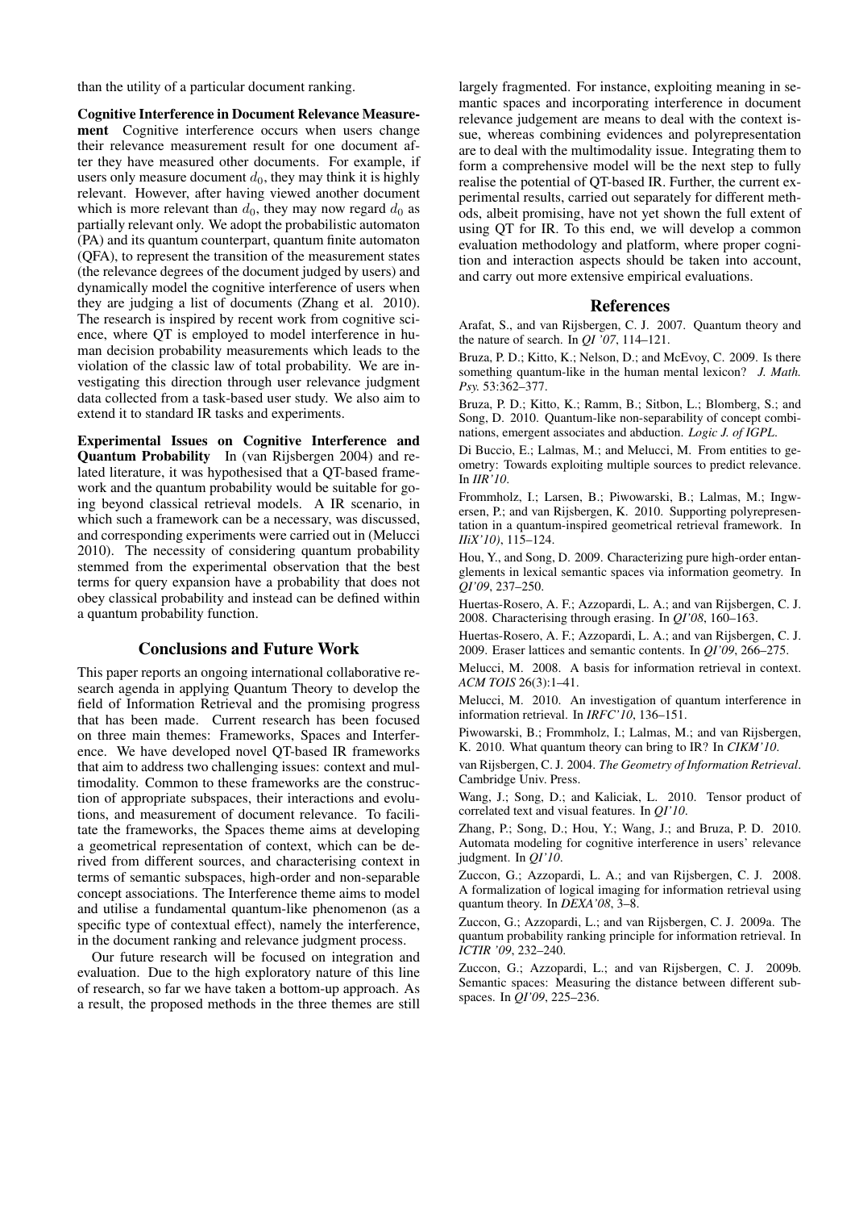than the utility of a particular document ranking.

**Cognitive Interference in Document Relevance Measurement** Cognitive interference occurs when users change their relevance measurement result for one document after they have measured other documents. For example, if users only measure document $d_0$, they may think it is highly relevant. However, after having viewed another document which is more relevant than $d_0$, they may now regard $d_0$ as partially relevant only. We adopt the probabilistic automaton (PA) and its quantum counterpart, quantum finite automaton (QFA), to represent the transition of the measurement states (the relevance degrees of the document judged by users) and dynamically model the cognitive interference of users when they are judging a list of documents (Zhang et al. 2010). The research is inspired by recent work from cognitive science, where QT is employed to model interference in human decision probability measurements which leads to the violation of the classic law of total probability. We are investigating this direction through user relevance judgment data collected from a task-based user study. We also aim to extend it to standard IR tasks and experiments.

**Experimental Issues on Cognitive Interference and Quantum Probability** In (van Rijsbergen 2004) and related literature, it was hypothesised that a QT-based framework and the quantum probability would be suitable for going beyond classical retrieval models. A IR scenario, in which such a framework can be a necessary, was discussed, and corresponding experiments were carried out in (Melucci 2010). The necessity of considering quantum probability stemmed from the experimental observation that the best terms for query expansion have a probability that does not obey classical probability and instead can be defined within a quantum probability function.

## Conclusions and Future Work

This paper reports an ongoing international collaborative research agenda in applying Quantum Theory to develop the field of Information Retrieval and the promising progress that has been made. Current research has been focused on three main themes: Frameworks, Spaces and Interference. We have developed novel QT-based IR frameworks that aim to address two challenging issues: context and multimodality. Common to these frameworks are the construction of appropriate subspaces, their interactions and evolutions, and measurement of document relevance. To facilitate the frameworks, the Spaces theme aims at developing a geometrical representation of context, which can be derived from different sources, and characterising context in terms of semantic subspaces, high-order and non-separable concept associations. The Interference theme aims to model and utilise a fundamental quantum-like phenomenon (as a specific type of contextual effect), namely the interference, in the document ranking and relevance judgment process.

Our future research will be focused on integration and evaluation. Due to the high exploratory nature of this line of research, so far we have taken a bottom-up approach. As a result, the proposed methods in the three themes are still largely fragmented. For instance, exploiting meaning in semantic spaces and incorporating interference in document relevance judgement are means to deal with the context issue, whereas combining evidences and polyrepresentation are to deal with the multimodality issue. Integrating them to form a comprehensive model will be the next step to fully realise the potential of QT-based IR. Further, the current experimental results, carried out separately for different methods, albeit promising, have not yet shown the full extent of using QT for IR. To this end, we will develop a common evaluation methodology and platform, where proper cognition and interaction aspects should be taken into account, and carry out more extensive empirical evaluations.

## References

Arafat, S., and van Rijsbergen, C. J. 2007. Quantum theory and the nature of search. In *QI '07*, 114–121.

Bruza, P. D.; Kitto, K.; Nelson, D.; and McEvoy, C. 2009. Is there something quantum-like in the human mental lexicon? *J. Math. Psy.* 53:362–377.

Bruza, P. D.; Kitto, K.; Ramm, B.; Sitbon, L.; Blomberg, S.; and Song, D. 2010. Quantum-like non-separability of concept combinations, emergent associates and abduction. *Logic J. of IGPL*.

Di Buccio, E.; Lalmas, M.; and Melucci, M. From entities to geometry: Towards exploiting multiple sources to predict relevance. In *IIR'10*.

Frommholz, I.; Larsen, B.; Piwowarski, B.; Lalmas, M.; Ingwersen, P.; and van Rijsbergen, K. 2010. Supporting polyrepresentation in a quantum-inspired geometrical retrieval framework. In *IIiX'10)*, 115–124.

Hou, Y., and Song, D. 2009. Characterizing pure high-order entanglements in lexical semantic spaces via information geometry. In *QI'09*, 237–250.

Huertas-Rosero, A. F.; Azzopardi, L. A.; and van Rijsbergen, C. J. 2008. Characterising through erasing. In *QI'08*, 160–163.

Huertas-Rosero, A. F.; Azzopardi, L. A.; and van Rijsbergen, C. J. 2009. Eraser lattices and semantic contents. In *QI'09*, 266–275.

Melucci, M. 2008. A basis for information retrieval in context. *ACM TOIS* 26(3):1–41.

Melucci, M. 2010. An investigation of quantum interference in information retrieval. In *IRFC'10*, 136–151.

Piwowarski, B.; Frommholz, I.; Lalmas, M.; and van Rijsbergen, K. 2010. What quantum theory can bring to IR? In *CIKM'10*.

van Rijsbergen, C. J. 2004. *The Geometry of Information Retrieval*. Cambridge Univ. Press.

Wang, J.; Song, D.; and Kaliciak, L. 2010. Tensor product of correlated text and visual features. In *QI'10*.

Zhang, P.; Song, D.; Hou, Y.; Wang, J.; and Bruza, P. D. 2010. Automata modeling for cognitive interference in users' relevance judgment. In *QI'10*.

Zuccon, G.; Azzopardi, L. A.; and van Rijsbergen, C. J. 2008. A formalization of logical imaging for information retrieval using quantum theory. In *DEXA'08*, 3–8.

Zuccon, G.; Azzopardi, L.; and van Rijsbergen, C. J. 2009a. The quantum probability ranking principle for information retrieval. In *ICTIR '09*, 232–240.

Zuccon, G.; Azzopardi, L.; and van Rijsbergen, C. J. 2009b. Semantic spaces: Measuring the distance between different subspaces. In *QI'09*, 225–236.